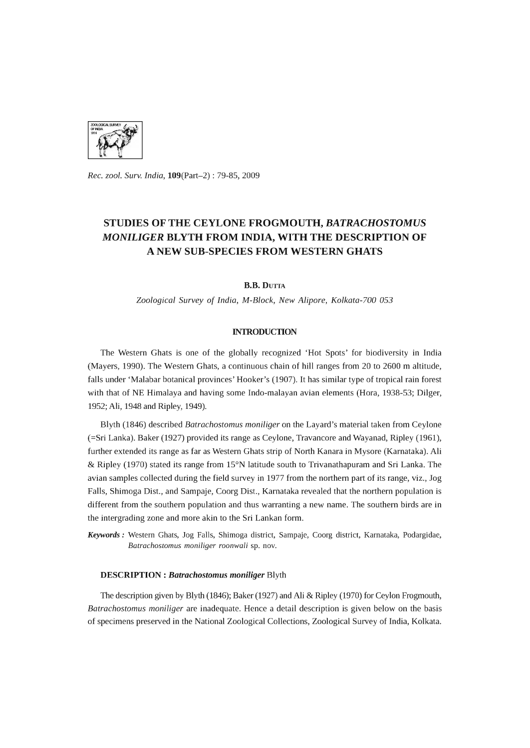Rec. zool. Surv. India, **109**(Part–2) : 79-85, 2009

# STUDIES OF THE CEYLONE FROGMOUTH, *BATRACHOSTOMUS MONILIGER* BLYTH FROM INDIA, WITH THE DESCRIPTION OF A NEW SUB-SPECIES FROM WESTERN GHATS

**B.B. Dutta**

*Zoological Survey of India, M-Block, New Alipore, Kolkata-700 053*

## INTRODUCTION

The Western Ghats is one of the globally recognized 'Hot Spots' for biodiversity in India (Mayers, 1990). The Western Ghats, a continuous chain of hill ranges from 20 to 2600 m altitude, falls under 'Malabar botanical provinces' Hooker's (1907). It has similar type of tropical rain forest with that of NE Himalaya and having some Indo-malayan avian elements (Hora, 1938-53; Dilger, 1952; Ali, 1948 and Ripley, 1949).

Blyth (1846) described *Batrachostomus moniliger* on the Layard's material taken from Ceylone (=Sri Lanka). Baker (1927) provided its range as Ceylone, Travancore and Wayanad, Ripley (1961), further extended its range as far as Western Ghats strip of North Kanara in Mysore (Karnataka). Ali & Ripley (1970) stated its range from 15°N latitude south to Trivanathapuram and Sri Lanka. The avian samples collected during the field survey in 1977 from the northern part of its range, viz., Jog Falls, Shimoga Dist., and Sampaje, Coorg Dist., Karnataka revealed that the northern population is different from the southern population and thus warranting a new name. The southern birds are in the intergrading zone and more akin to the Sri Lankan form.

***Keywords :*** Western Ghats, Jog Falls, Shimoga district, Sampaje, Coorg district, Karnataka, Podargidae, *Batrachostomus moniliger roonwali* sp. nov.

### DESCRIPTION : *Batrachostomus moniliger* Blyth

The description given by Blyth (1846); Baker (1927) and Ali & Ripley (1970) for Ceylon Frogmouth, *Batrachostomus moniliger* are inadequate. Hence a detail description is given below on the basis of specimens preserved in the National Zoological Collections, Zoological Survey of India, Kolkata.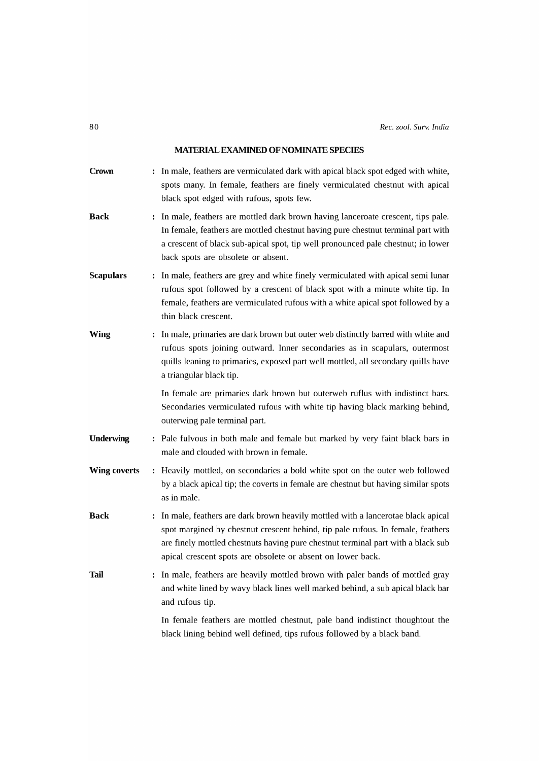## MATERIAL EXAMINED OF NOMINATE SPECIES

**Crown** : In male, feathers are vermiculated dark with apical black spot edged with white, spots many. In female, feathers are finely vermiculated chestnut with apical black spot edged with rufous, spots few.

**Back** : In male, feathers are mottled dark brown having lanceroate crescent, tips pale. In female, feathers are mottled chestnut having pure chestnut terminal part with a crescent of black sub-apical spot, tip well pronounced pale chestnut; in lower back spots are obsolete or absent.

**Scapulars** : In male, feathers are grey and white finely vermiculated with apical semi lunar rufous spot followed by a crescent of black spot with a minute white tip. In female, feathers are vermiculated rufous with a white apical spot followed by a thin black crescent.

**Wing** : In male, primaries are dark brown but outer web distinctly barred with white and rufous spots joining outward. Inner secondaries as in scapulars, outermost quills leaning to primaries, exposed part well mottled, all secondary quills have a triangular black tip.

In female are primaries dark brown but outerweb ruflus with indistinct bars. Secondaries vermiculated rufous with white tip having black marking behind, outerwing pale terminal part.

**Underwing** : Pale fulvous in both male and female but marked by very faint black bars in male and clouded with brown in female.

**Wing coverts** : Heavily mottled, on secondaries a bold white spot on the outer web followed by a black apical tip; the coverts in female are chestnut but having similar spots as in male.

**Back** : In male, feathers are dark brown heavily mottled with a lancerotae black apical spot margined by chestnut crescent behind, tip pale rufous. In female, feathers are finely mottled chestnuts having pure chestnut terminal part with a black sub apical crescent spots are obsolete or absent on lower back.

**Tail** : In male, feathers are heavily mottled brown with paler bands of mottled gray and white lined by wavy black lines well marked behind, a sub apical black bar and rufous tip.

In female feathers are mottled chestnut, pale band indistinct thoughtout the black lining behind well defined, tips rufous followed by a black band.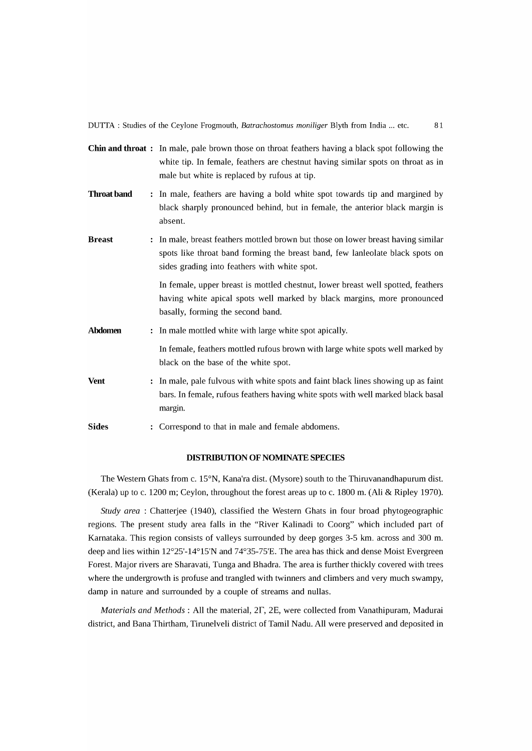**Chin and throat :** In male, pale brown those on throat feathers having a black spot following the white tip. In female, feathers are chestnut having similar spots on throat as in male but white is replaced by rufous at tip.

**Throat band :** In male, feathers are having a bold white spot towards tip and margined by black sharply pronounced behind, but in female, the anterior black margin is absent.

**Breast :** In male, breast feathers mottled brown but those on lower breast having similar spots like throat band forming the breast band, few lanleolate black spots on sides grading into feathers with white spot.

In female, upper breast is mottled chestnut, lower breast well spotted, feathers having white apical spots well marked by black margins, more pronounced basally, forming the second band.

**Abdomen :** In male mottled white with large white spot apically.

In female, feathers mottled rufous brown with large white spots well marked by black on the base of the white spot.

**Vent :** In male, pale fulvous with white spots and faint black lines showing up as faint bars. In female, rufous feathers having white spots with well marked black basal margin.

**Sides :** Correspond to that in male and female abdomens.

## DISTRIBUTION OF NOMINATE SPECIES

The Western Ghats from c. 15°N, Kana'ra dist. (Mysore) south to the Thiruvanandhapurum dist. (Kerala) up to c. 1200 m; Ceylon, throughout the forest areas up to c. 1800 m. (Ali & Ripley 1970).

*Study area* : Chatterjee (1940), classified the Western Ghats in four broad phytogeographic regions. The present study area falls in the "River Kalinadi to Coorg" which included part of Karnataka. This region consists of valleys surrounded by deep gorges 3-5 km. across and 300 m. deep and lies within 12°25'-14°15'N and 74°35-75'E. The area has thick and dense Moist Evergreen Forest. Major rivers are Sharavati, Tunga and Bhadra. The area is further thickly covered with trees where the undergrowth is profuse and trangled with twinners and climbers and very much swampy, damp in nature and surrounded by a couple of streams and nullas.

*Materials and Methods* : All the material, 2Γ, 2E, were collected from Vanathipuram, Madurai district, and Bana Thirtham, Tirunelveli district of Tamil Nadu. All were preserved and deposited in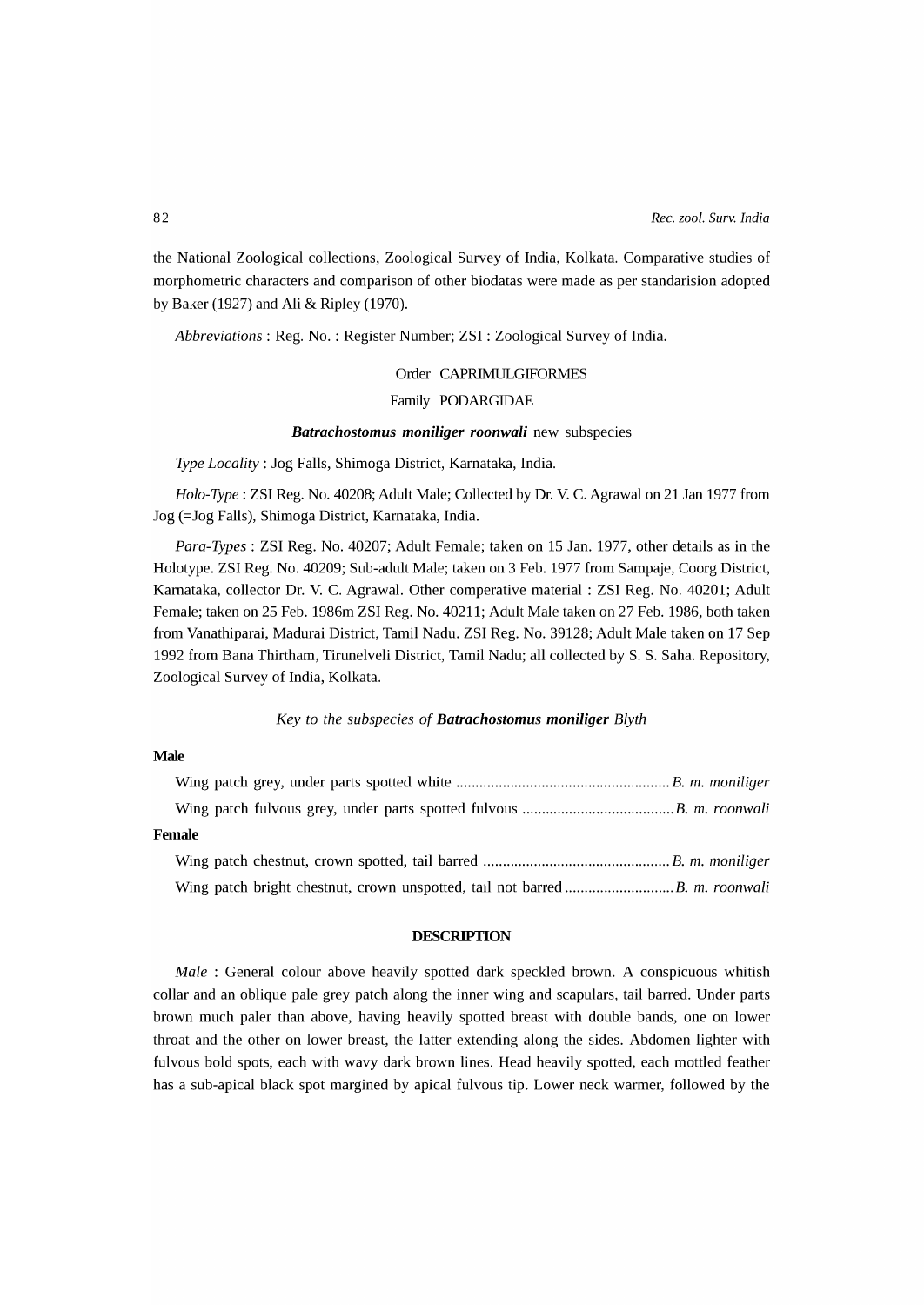the National Zoological collections, Zoological Survey of India, Kolkata. Comparative studies of morphometric characters and comparison of other biodatas were made as per standarision adopted by Baker (1927) and Ali & Ripley (1970).

*Abbreviations* : Reg. No. : Register Number; ZSI : Zoological Survey of India.

Order CAPRIMULGIFORMES

Family PODARGIDAE

***Batrachostomus moniliger roonwali*** new subspecies

*Type Locality* : Jog Falls, Shimoga District, Karnataka, India.

*Holo-Type* : ZSI Reg. No. 40208; Adult Male; Collected by Dr. V. C. Agrawal on 21 Jan 1977 from Jog (=Jog Falls), Shimoga District, Karnataka, India.

*Para-Types* : ZSI Reg. No. 40207; Adult Female; taken on 15 Jan. 1977, other details as in the Holotype. ZSI Reg. No. 40209; Sub-adult Male; taken on 3 Feb. 1977 from Sampaje, Coorg District, Karnataka, collector Dr. V. C. Agrawal. Other comperative material : ZSI Reg. No. 40201; Adult Female; taken on 25 Feb. 1986m ZSI Reg. No. 40211; Adult Male taken on 27 Feb. 1986, both taken from Vanathiparai, Madurai District, Tamil Nadu. ZSI Reg. No. 39128; Adult Male taken on 17 Sep 1992 from Bana Thirtham, Tirunelveli District, Tamil Nadu; all collected by S. S. Saha. Repository, Zoological Survey of India, Kolkata.

*Key to the subspecies of* ***Batrachostomus moniliger*** *Blyth*

**Male**

Wing patch grey, under parts spotted white ........................................................ *B. m. moniliger*

Wing patch fulvous grey, under parts spotted fulvous ........................................ *B. m. roonwali*

**Female**

Wing patch chestnut, crown spotted, tail barred ................................................ *B. m. moniliger*

Wing patch bright chestnut, crown unspotted, tail not barred ............................ *B. m. roonwali*

## DESCRIPTION

*Male* : General colour above heavily spotted dark speckled brown. A conspicuous whitish collar and an oblique pale grey patch along the inner wing and scapulars, tail barred. Under parts brown much paler than above, having heavily spotted breast with double bands, one on lower throat and the other on lower breast, the latter extending along the sides. Abdomen lighter with fulvous bold spots, each with wavy dark brown lines. Head heavily spotted, each mottled feather has a sub-apical black spot margined by apical fulvous tip. Lower neck warmer, followed by the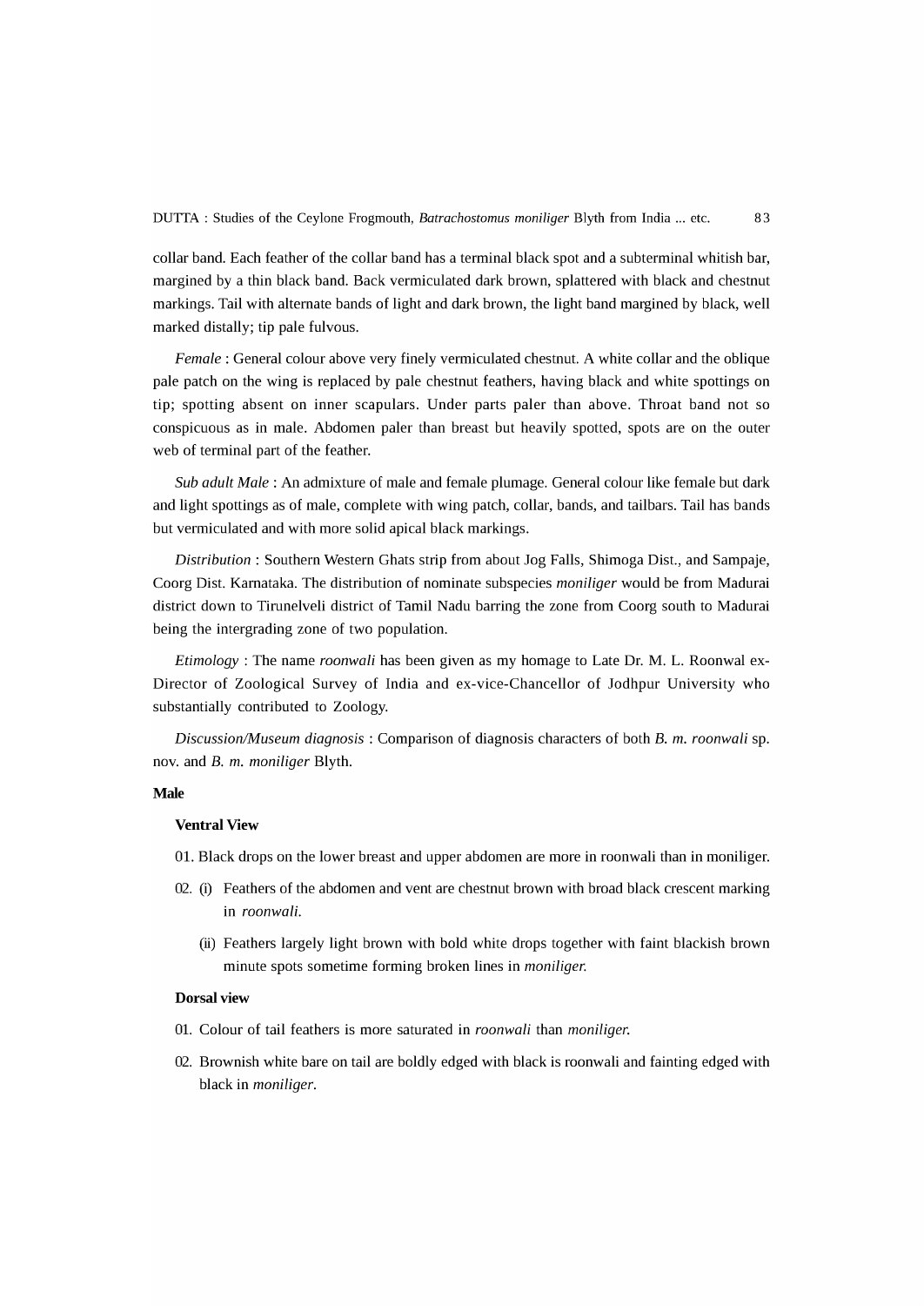collar band. Each feather of the collar band has a terminal black spot and a subterminal whitish bar, margined by a thin black band. Back vermiculated dark brown, splattered with black and chestnut markings. Tail with alternate bands of light and dark brown, the light band margined by black, well marked distally; tip pale fulvous.

*Female* : General colour above very finely vermiculated chestnut. A white collar and the oblique pale patch on the wing is replaced by pale chestnut feathers, having black and white spottings on tip; spotting absent on inner scapulars. Under parts paler than above. Throat band not so conspicuous as in male. Abdomen paler than breast but heavily spotted, spots are on the outer web of terminal part of the feather.

*Sub adult Male* : An admixture of male and female plumage. General colour like female but dark and light spottings as of male, complete with wing patch, collar, bands, and tailbars. Tail has bands but vermiculated and with more solid apical black markings.

*Distribution* : Southern Western Ghats strip from about Jog Falls, Shimoga Dist., and Sampaje, Coorg Dist. Karnataka. The distribution of nominate subspecies *moniliger* would be from Madurai district down to Tirunelveli district of Tamil Nadu barring the zone from Coorg south to Madurai being the intergrading zone of two population.

*Etimology* : The name *roonwali* has been given as my homage to Late Dr. M. L. Roonwal ex-Director of Zoological Survey of India and ex-vice-Chancellor of Jodhpur University who substantially contributed to Zoology.

*Discussion/Museum diagnosis* : Comparison of diagnosis characters of both *B. m. roonwali* sp. nov. and *B. m. moniliger* Blyth.

**Male**

**Ventral View**

01. Black drops on the lower breast and upper abdomen are more in roonwali than in moniliger.

02. (i) Feathers of the abdomen and vent are chestnut brown with broad black crescent marking in *roonwali.*

    (ii) Feathers largely light brown with bold white drops together with faint blackish brown minute spots sometime forming broken lines in *moniliger.*

**Dorsal view**

01. Colour of tail feathers is more saturated in *roonwali* than *moniliger.*

02. Brownish white bare on tail are boldly edged with black is roonwali and fainting edged with black in *moniliger*.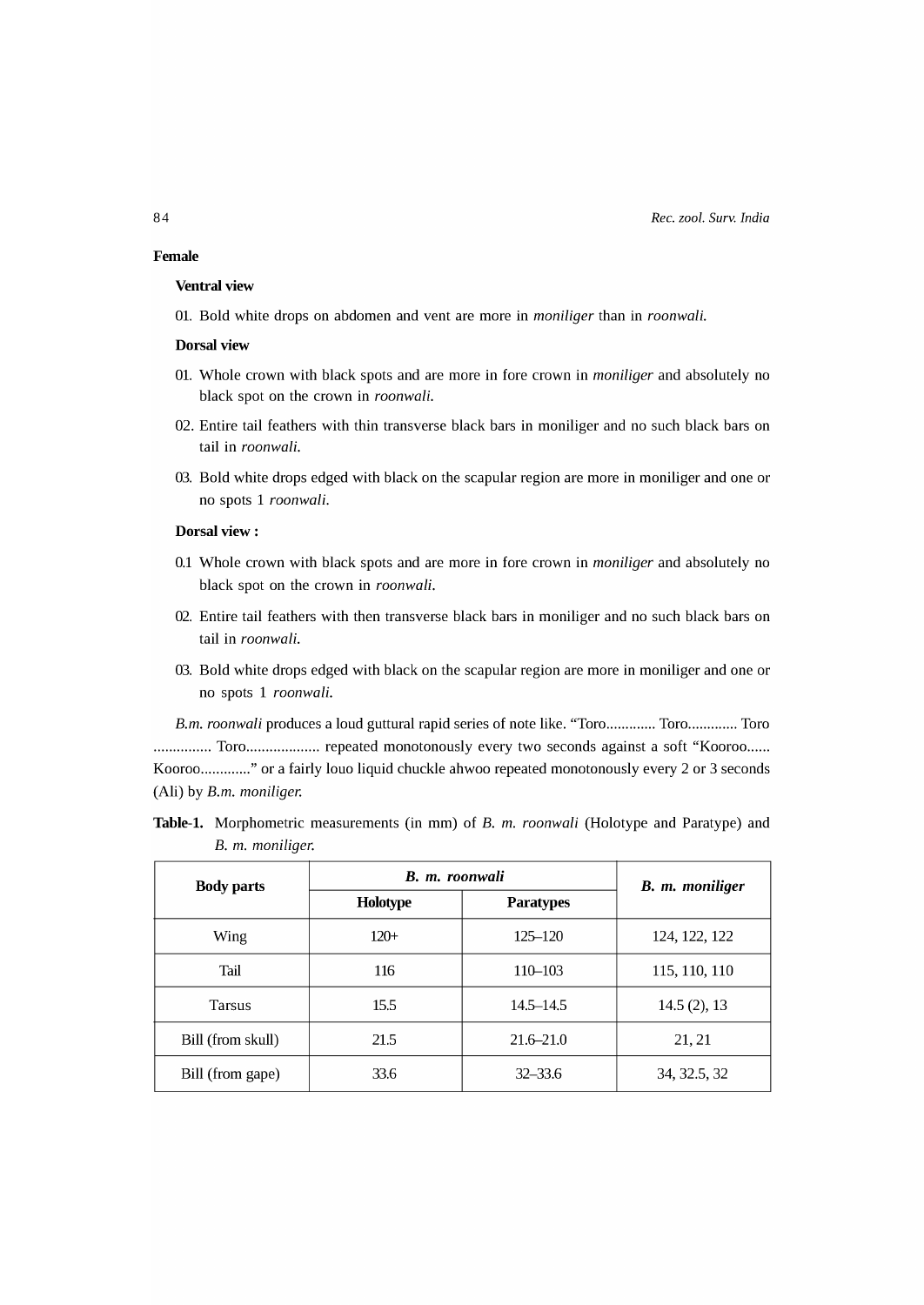**Female**

**Ventral view**

01. Bold white drops on abdomen and vent are more in *moniliger* than in *roonwali*.

**Dorsal view**

01. Whole crown with black spots and are more in fore crown in *moniliger* and absolutely no black spot on the crown in *roonwali*.
02. Entire tail feathers with thin transverse black bars in moniliger and no such black bars on tail in *roonwali*.
03. Bold white drops edged with black on the scapular region are more in moniliger and one or no spots 1 *roonwali*.

**Dorsal view :**

0.1 Whole crown with black spots and are more in fore crown in *moniliger* and absolutely no black spot on the crown in *roonwali*.

02. Entire tail feathers with then transverse black bars in moniliger and no such black bars on tail in *roonwali*.
03. Bold white drops edged with black on the scapular region are more in moniliger and one or no spots 1 *roonwali*.

*B.m. roonwali* produces a loud guttural rapid series of note like. "Toro............. Toro............. Toro ............... Toro................... repeated monotonously every two seconds against a soft "Kooroo...... Kooroo............." or a fairly louo liquid chuckle ahwoo repeated monotonously every 2 or 3 seconds (Ali) by *B.m. moniliger*.

**Table-1.** Morphometric measurements (in mm) of *B. m. roonwali* (Holotype and Paratype) and *B. m. moniliger*.

| Body parts | *B. m. roonwali* | | *B. m. moniliger* |
|---|---|---|---|
| | Holotype | Paratypes | |
| Wing | 120+ | 125–120 | 124, 122, 122 |
| Tail | 116 | 110–103 | 115, 110, 110 |
| Tarsus | 15.5 | 14.5–14.5 | 14.5 (2), 13 |
| Bill (from skull) | 21.5 | 21.6–21.0 | 21, 21 |
| Bill (from gape) | 33.6 | 32–33.6 | 34, 32.5, 32 |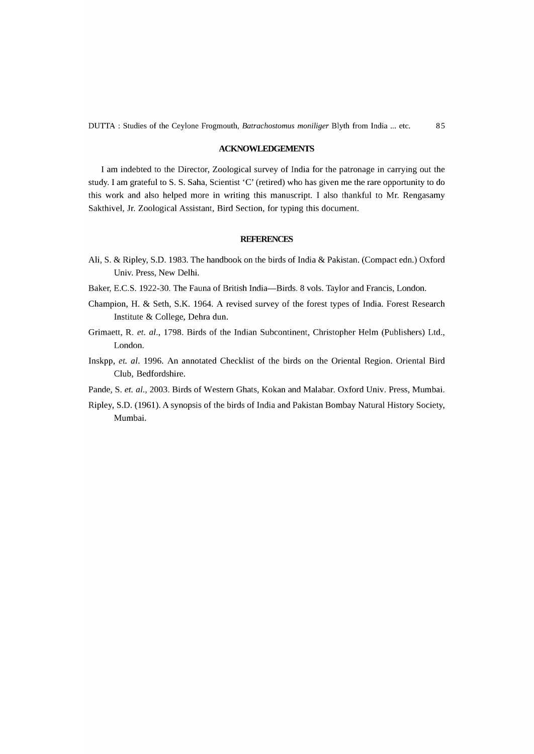## ACKNOWLEDGEMENTS

I am indebted to the Director, Zoological survey of India for the patronage in carrying out the study. I am grateful to S. S. Saha, Scientist 'C' (retired) who has given me the rare opportunity to do this work and also helped more in writing this manuscript. I also thankful to Mr. Rengasamy Sakthivel, Jr. Zoological Assistant, Bird Section, for typing this document.

## REFERENCES

Ali, S. & Ripley, S.D. 1983. The handbook on the birds of India & Pakistan. (Compact edn.) Oxford Univ. Press, New Delhi.

Baker, E.C.S. 1922-30. The Fauna of British India—Birds. 8 vols. Taylor and Francis, London.

Champion, H. & Seth, S.K. 1964. A revised survey of the forest types of India. Forest Research Institute & College, Dehra dun.

Grimaett, R. *et. al.*, 1798. Birds of the Indian Subcontinent, Christopher Helm (Publishers) Ltd., London.

Inskpp, *et. al.* 1996. An annotated Checklist of the birds on the Oriental Region. Oriental Bird Club, Bedfordshire.

Pande, S. *et. al.*, 2003. Birds of Western Ghats, Kokan and Malabar. Oxford Univ. Press, Mumbai.

Ripley, S.D. (1961). A synopsis of the birds of India and Pakistan Bombay Natural History Society, Mumbai.